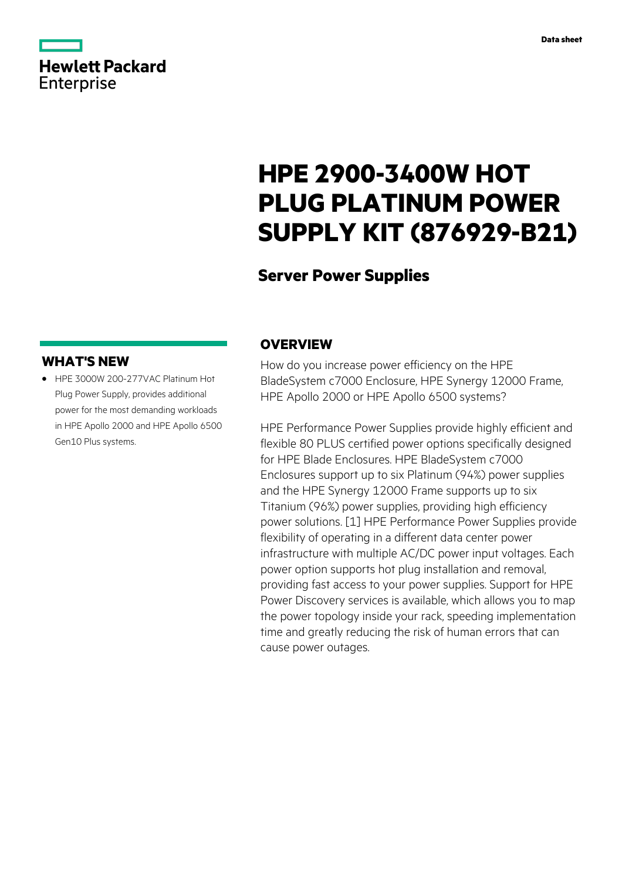Data sheet

# HPE 2900-3400W HOT PLUG PLATINUM POWER SUPPLY KIT (876929-B21)

## Server Power Supplies

## OVERVIEW

How do you increase power efficiency on the HPE BladeSystem c7000 Enclosure, HPE Synergy 12000 Frame, HPE Apollo 2000 or HPE Apollo 6500 systems?

HPE Performance Power Supplies provide highly efficient and flexible 80 PLUS certified power options specifically designed for HPE Blade Enclosures. HPE BladeSystem c7000 Enclosures support up to six Platinum (94%) power supplies and the HPE Synergy 12000 Frame supports up to six Titanium (96%) power supplies, providing high efficiency power solutions. [1] HPE Performance Power Supplies provide flexibility of operating in a different data center power infrastructure with multiple AC/DC power input voltages. Each power option supports hot plug installation and removal, providing fast access to your power supplies. Support for HPE Power Discovery services is available, which allows you to map the power topology inside your rack, speeding implementation time and greatly reducing the risk of human errors that can cause power outages.

## WHAT'S NEW

- HPE 3000W 200-277VAC Platinum Hot Plug Power Supply, provides additional power for the most demanding workloads in HPE Apollo 2000 and HPE Apollo 6500 Gen10 Plus systems.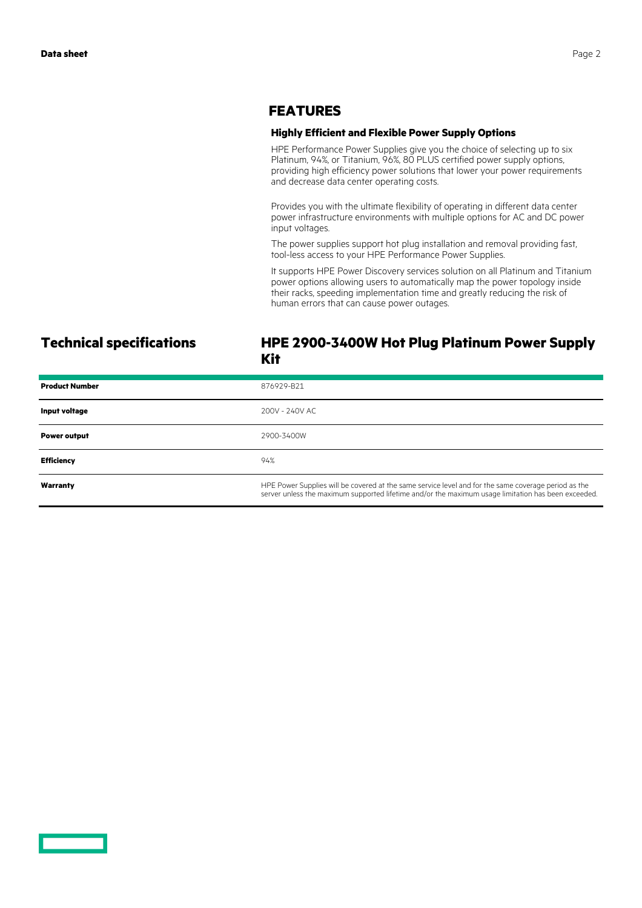## FEATURES

### Highly Efficient and Flexible Power Supply Options

HPE Performance Power Supplies give you the choice of selecting up to six Platinum, 94%, or Titanium, 96%, 80 PLUS certified power supply options, providing high efficiency power solutions that lower your power requirements and decrease data center operating costs.

Provides you with the ultimate flexibility of operating in different data center power infrastructure environments with multiple options for AC and DC power input voltages.

The power supplies support hot plug installation and removal providing fast, tool-less access to your HPE Performance Power Supplies.

It supports HPE Power Discovery services solution on all Platinum and Titanium power options allowing users to automatically map the power topology inside their racks, speeding implementation time and greatly reducing the risk of human errors that can cause power outages.

## Technical specifications

## HPE 2900-3400W Hot Plug Platinum Power Supply Kit

| | |
|---|---|
| **Product Number** | 876929-B21 |
| **Input voltage** | 200V - 240V AC |
| **Power output** | 2900-3400W |
| **Efficiency** | 94% |
| **Warranty** | HPE Power Supplies will be covered at the same service level and for the same coverage period as the server unless the maximum supported lifetime and/or the maximum usage limitation has been exceeded. |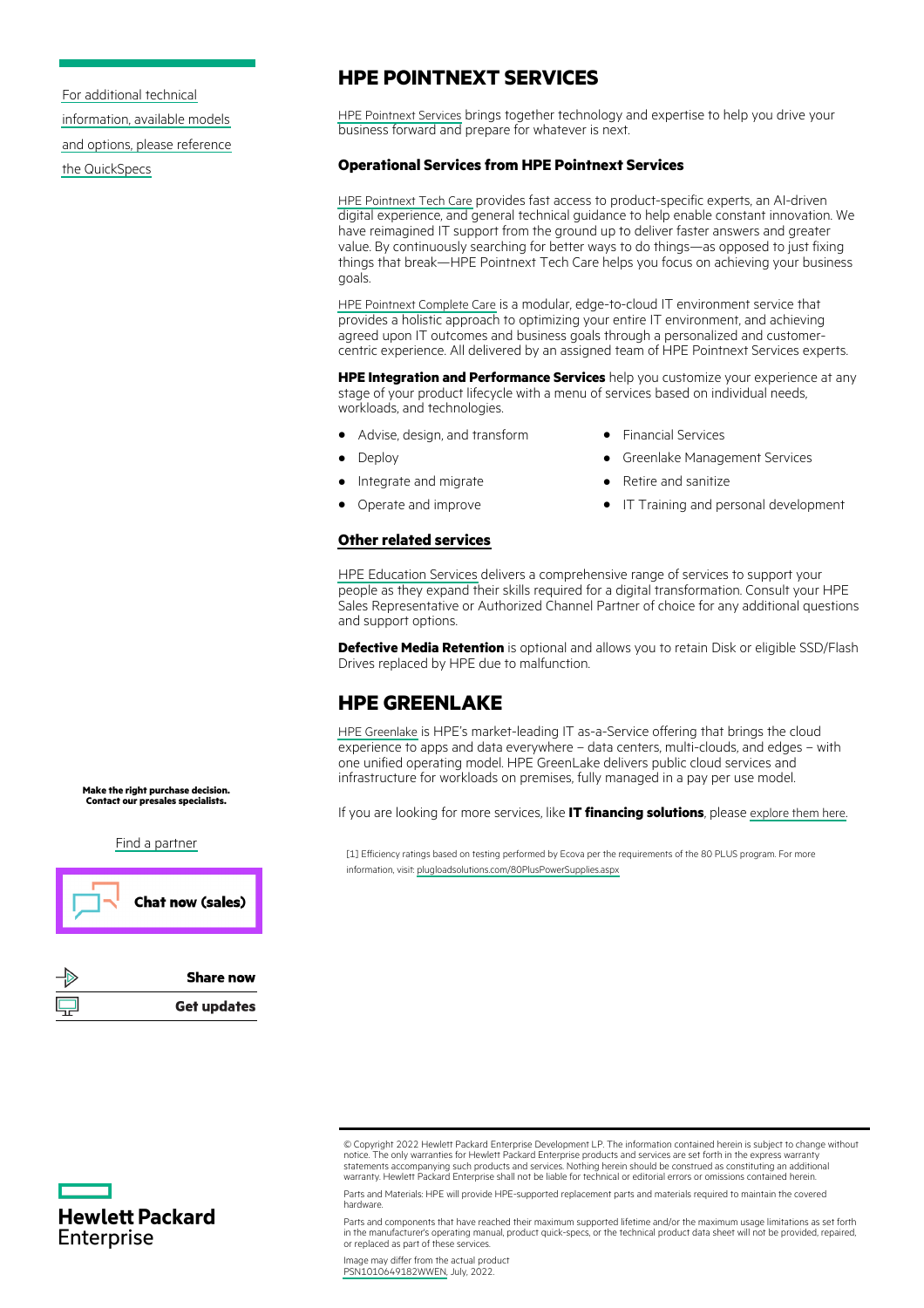For additional technical information, available models and options, please reference the QuickSpecs

## HPE POINTNEXT SERVICES

HPE Pointnext Services brings together technology and expertise to help you drive your business forward and prepare for whatever is next.

### Operational Services from HPE Pointnext Services

HPE Pointnext Tech Care provides fast access to product-specific experts, an AI-driven digital experience, and general technical guidance to help enable constant innovation. We have reimagined IT support from the ground up to deliver faster answers and greater value. By continuously searching for better ways to do things—as opposed to just fixing things that break—HPE Pointnext Tech Care helps you focus on achieving your business goals.

HPE Pointnext Complete Care is a modular, edge-to-cloud IT environment service that provides a holistic approach to optimizing your entire IT environment, and achieving agreed upon IT outcomes and business goals through a personalized and customer-centric experience. All delivered by an assigned team of HPE Pointnext Services experts.

**HPE Integration and Performance Services** help you customize your experience at any stage of your product lifecycle with a menu of services based on individual needs, workloads, and technologies.

- Advise, design, and transform
- Deploy
- Integrate and migrate
- Operate and improve
- Financial Services
- Greenlake Management Services
- Retire and sanitize
- IT Training and personal development

### Other related services

HPE Education Services delivers a comprehensive range of services to support your people as they expand their skills required for a digital transformation. Consult your HPE Sales Representative or Authorized Channel Partner of choice for any additional questions and support options.

**Defective Media Retention** is optional and allows you to retain Disk or eligible SSD/Flash Drives replaced by HPE due to malfunction.

## HPE GREENLAKE

HPE Greenlake is HPE's market-leading IT as-a-Service offering that brings the cloud experience to apps and data everywhere – data centers, multi-clouds, and edges – with one unified operating model. HPE GreenLake delivers public cloud services and infrastructure for workloads on premises, fully managed in a pay per use model.

If you are looking for more services, like **IT financing solutions**, please explore them here.

[1] Efficiency ratings based on testing performed by Ecova per the requirements of the 80 PLUS program. For more information, visit: plugloadsolutions.com/80PlusPowerSupplies.aspx

**Make the right purchase decision. Contact our presales specialists.**

Find a partner

Chat now (sales)

Share now

Get updates

© Copyright 2022 Hewlett Packard Enterprise Development LP. The information contained herein is subject to change without notice. The only warranties for Hewlett Packard Enterprise products and services are set forth in the express warranty statements accompanying such products and services. Nothing herein should be construed as constituting an additional warranty. Hewlett Packard Enterprise shall not be liable for technical or editorial errors or omissions contained herein.

Parts and Materials: HPE will provide HPE-supported replacement parts and materials required to maintain the covered hardware.

Parts and components that have reached their maximum supported lifetime and/or the maximum usage limitations as set forth in the manufacturer's operating manual, product quick-specs, or the technical product data sheet will not be provided, repaired, or replaced as part of these services.

Image may differ from the actual product

PSN1010649182WWEN, July, 2022.

**Hewlett Packard**
Enterprise